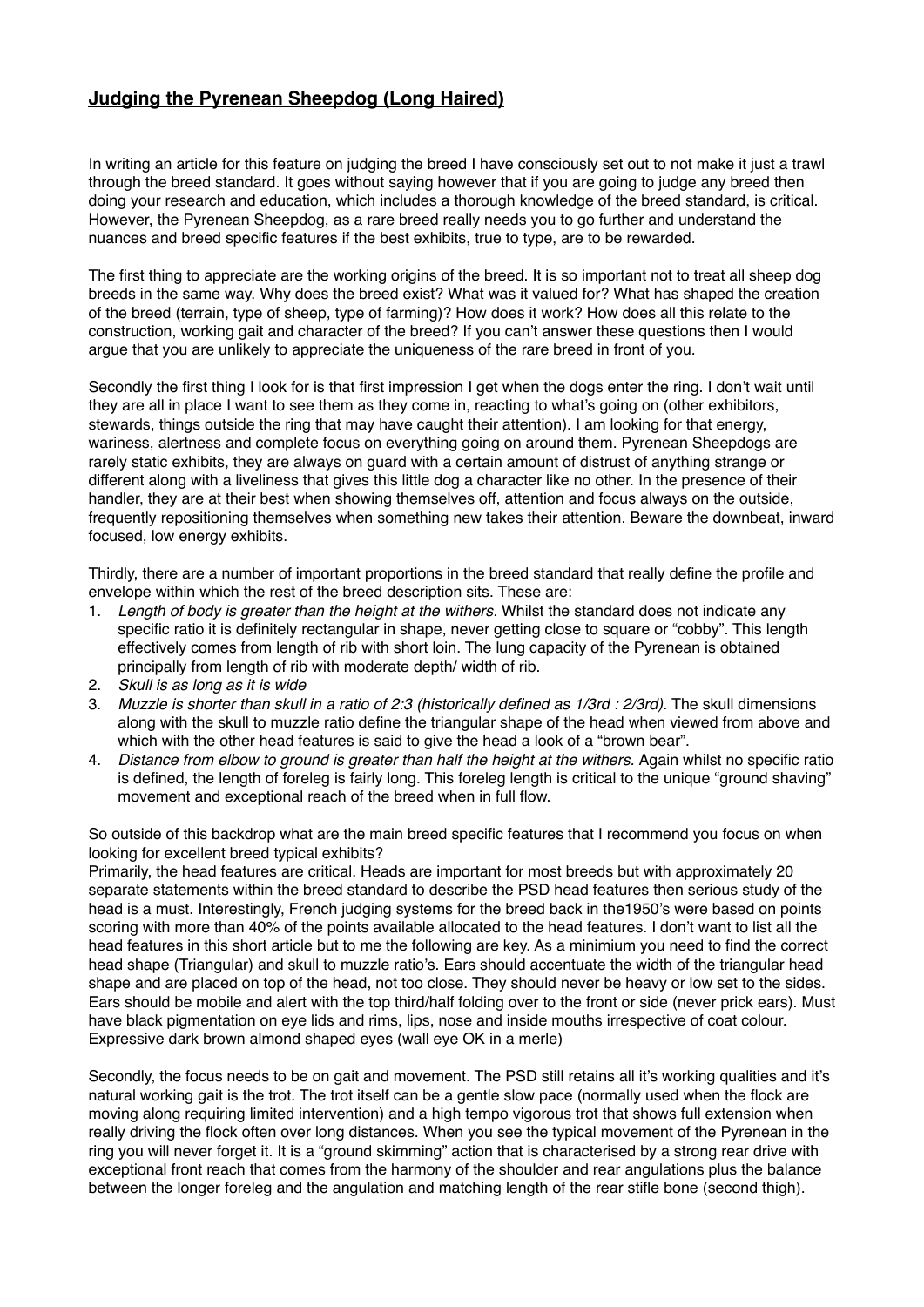# **Judging the Pyrenean Sheepdog (Long Haired)**

In writing an article for this feature on judging the breed I have consciously set out to not make it just a trawl through the breed standard. It goes without saying however that if you are going to judge any breed then doing your research and education, which includes a thorough knowledge of the breed standard, is critical. However, the Pyrenean Sheepdog, as a rare breed really needs you to go further and understand the nuances and breed specific features if the best exhibits, true to type, are to be rewarded.

The first thing to appreciate are the working origins of the breed. It is so important not to treat all sheep dog breeds in the same way. Why does the breed exist? What was it valued for? What has shaped the creation of the breed (terrain, type of sheep, type of farming)? How does it work? How does all this relate to the construction, working gait and character of the breed? If you can't answer these questions then I would argue that you are unlikely to appreciate the uniqueness of the rare breed in front of you.

Secondly the first thing I look for is that first impression I get when the dogs enter the ring. I don't wait until they are all in place I want to see them as they come in, reacting to what's going on (other exhibitors, stewards, things outside the ring that may have caught their attention). I am looking for that energy, wariness, alertness and complete focus on everything going on around them. Pyrenean Sheepdogs are rarely static exhibits, they are always on guard with a certain amount of distrust of anything strange or different along with a liveliness that gives this little dog a character like no other. In the presence of their handler, they are at their best when showing themselves off, attention and focus always on the outside, frequently repositioning themselves when something new takes their attention. Beware the downbeat, inward focused, low energy exhibits.

Thirdly, there are a number of important proportions in the breed standard that really define the profile and envelope within which the rest of the breed description sits. These are:

1. *Length of body is greater than the height at the withers*. Whilst the standard does not indicate any specific ratio it is definitely rectangular in shape, never getting close to square or "cobby". This length effectively comes from length of rib with short loin. The lung capacity of the Pyrenean is obtained principally from length of rib with moderate depth/ width of rib.
2. *Skull is as long as it is wide*
3. *Muzzle is shorter than skull in a ratio of 2:3 (historically defined as 1/3rd : 2/3rd)*. The skull dimensions along with the skull to muzzle ratio define the triangular shape of the head when viewed from above and which with the other head features is said to give the head a look of a "brown bear".
4. *Distance from elbow to ground is greater than half the height at the withers.* Again whilst no specific ratio is defined, the length of foreleg is fairly long. This foreleg length is critical to the unique "ground shaving" movement and exceptional reach of the breed when in full flow.

So outside of this backdrop what are the main breed specific features that I recommend you focus on when looking for excellent breed typical exhibits?

Primarily, the head features are critical. Heads are important for most breeds but with approximately 20 separate statements within the breed standard to describe the PSD head features then serious study of the head is a must. Interestingly, French judging systems for the breed back in the1950's were based on points scoring with more than 40% of the points available allocated to the head features. I don't want to list all the head features in this short article but to me the following are key. As a minimium you need to find the correct head shape (Triangular) and skull to muzzle ratio's. Ears should accentuate the width of the triangular head shape and are placed on top of the head, not too close. They should never be heavy or low set to the sides. Ears should be mobile and alert with the top third/half folding over to the front or side (never prick ears). Must have black pigmentation on eye lids and rims, lips, nose and inside mouths irrespective of coat colour. Expressive dark brown almond shaped eyes (wall eye OK in a merle)

Secondly, the focus needs to be on gait and movement. The PSD still retains all it's working qualities and it's natural working gait is the trot. The trot itself can be a gentle slow pace (normally used when the flock are moving along requiring limited intervention) and a high tempo vigorous trot that shows full extension when really driving the flock often over long distances. When you see the typical movement of the Pyrenean in the ring you will never forget it. It is a "ground skimming" action that is characterised by a strong rear drive with exceptional front reach that comes from the harmony of the shoulder and rear angulations plus the balance between the longer foreleg and the angulation and matching length of the rear stifle bone (second thigh).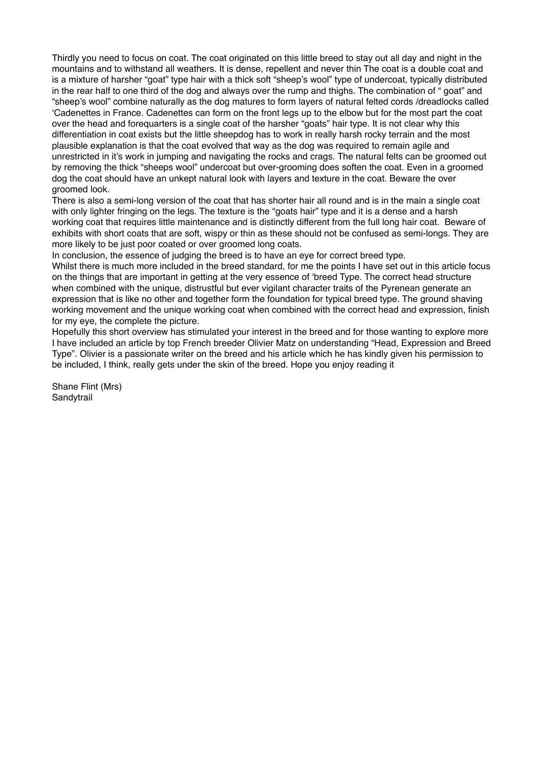Thirdly you need to focus on coat. The coat originated on this little breed to stay out all day and night in the mountains and to withstand all weathers. It is dense, repellent and never thin The coat is a double coat and is a mixture of harsher "goat" type hair with a thick soft "sheep's wool" type of undercoat, typically distributed in the rear half to one third of the dog and always over the rump and thighs. The combination of " goat" and "sheep's wool" combine naturally as the dog matures to form layers of natural felted cords /dreadlocks called 'Cadenettes in France. Cadenettes can form on the front legs up to the elbow but for the most part the coat over the head and forequarters is a single coat of the harsher "goats" hair type. It is not clear why this differentiation in coat exists but the little sheepdog has to work in really harsh rocky terrain and the most plausible explanation is that the coat evolved that way as the dog was required to remain agile and unrestricted in it's work in jumping and navigating the rocks and crags. The natural felts can be groomed out by removing the thick "sheeps wool" undercoat but over-grooming does soften the coat. Even in a groomed dog the coat should have an unkept natural look with layers and texture in the coat. Beware the over groomed look.

There is also a semi-long version of the coat that has shorter hair all round and is in the main a single coat with only lighter fringing on the legs. The texture is the "goats hair" type and it is a dense and a harsh working coat that requires little maintenance and is distinctly different from the full long hair coat. Beware of exhibits with short coats that are soft, wispy or thin as these should not be confused as semi-longs. They are more likely to be just poor coated or over groomed long coats.

In conclusion, the essence of judging the breed is to have an eye for correct breed type.

Whilst there is much more included in the breed standard, for me the points I have set out in this article focus on the things that are important in getting at the very essence of 'breed Type. The correct head structure when combined with the unique, distrustful but ever vigilant character traits of the Pyrenean generate an expression that is like no other and together form the foundation for typical breed type. The ground shaving working movement and the unique working coat when combined with the correct head and expression, finish for my eye, the complete the picture.

Hopefully this short overview has stimulated your interest in the breed and for those wanting to explore more I have included an article by top French breeder Olivier Matz on understanding "Head, Expression and Breed Type". Olivier is a passionate writer on the breed and his article which he has kindly given his permission to be included, I think, really gets under the skin of the breed. Hope you enjoy reading it

Shane Flint (Mrs)
Sandytrail